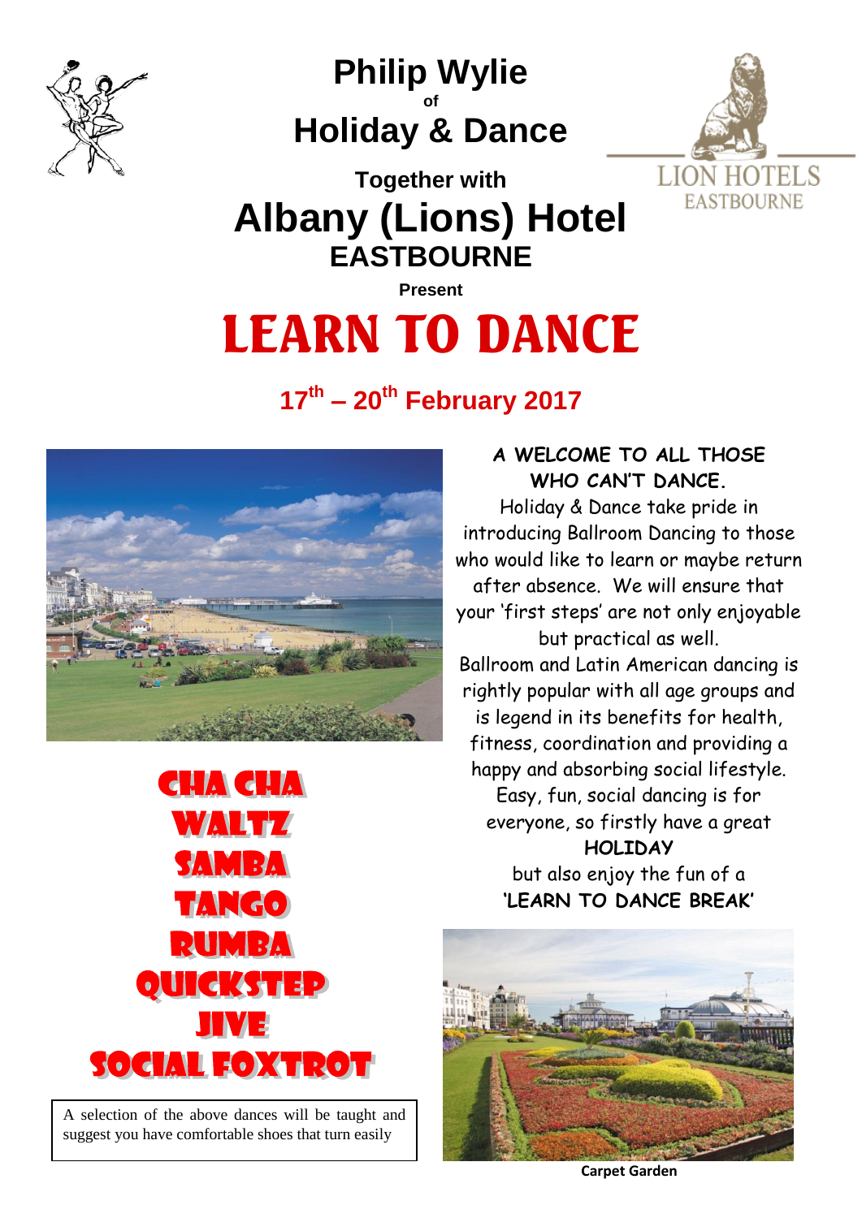# Philip Wylie

of

# Holiday & Dance

**Together with**

# Albany (Lions) Hotel

## EASTBOURNE

LION HOTELS EASTBOURNE

**Present**

# LEARN TO DANCE

## 17th – 20th February 2017

**A WELCOME TO ALL THOSE WHO CAN'T DANCE.**

Holiday & Dance take pride in introducing Ballroom Dancing to those who would like to learn or maybe return after absence. We will ensure that your 'first steps' are not only enjoyable but practical as well.

Ballroom and Latin American dancing is rightly popular with all age groups and is legend in its benefits for health, fitness, coordination and providing a happy and absorbing social lifestyle.

Easy, fun, social dancing is for everyone, so firstly have a great **HOLIDAY** but also enjoy the fun of a **'LEARN TO DANCE BREAK'**

**CHA CHA**
**WALTZ**
**SAMBA**
**TANGO**
**RUMBA**
**QUICKSTEP**
**JIVE**
**SOCIAL FOXTROT**

A selection of the above dances will be taught and suggest you have comfortable shoes that turn easily

**Carpet Garden**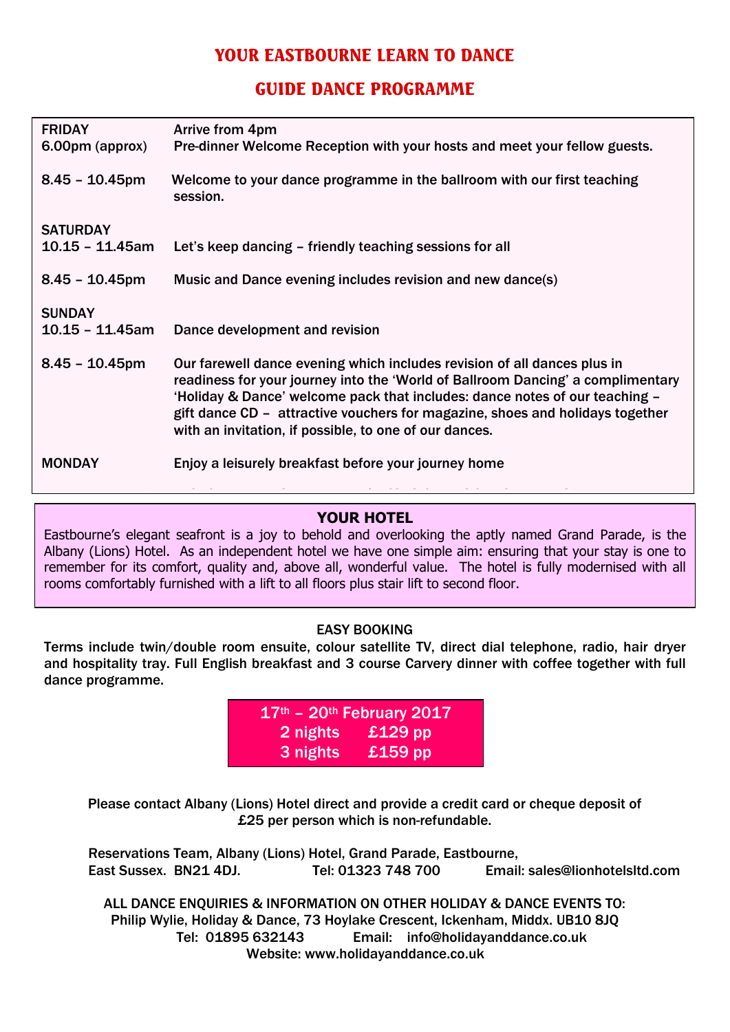# YOUR EASTBOURNE LEARN TO DANCE

## GUIDE DANCE PROGRAMME

| | |
|---|---|
| **FRIDAY** | Arrive from 4pm |
| 6.00pm (approx) | Pre-dinner Welcome Reception with your hosts and meet your fellow guests. |
| 8.45 – 10.45pm | Welcome to your dance programme in the ballroom with our first teaching session. |
| **SATURDAY** | |
| 10.15 – 11.45am | Let's keep dancing – friendly teaching sessions for all |
| 8.45 – 10.45pm | Music and Dance evening includes revision and new dance(s) |
| **SUNDAY** | |
| 10.15 – 11.45am | Dance development and revision |
| 8.45 – 10.45pm | Our farewell dance evening which includes revision of all dances plus in readiness for your journey into the 'World of Ballroom Dancing' a complimentary 'Holiday & Dance' welcome pack that includes: dance notes of our teaching – gift dance CD – attractive vouchers for magazine, shoes and holidays together with an invitation, if possible, to one of our dances. |
| **MONDAY** | Enjoy a leisurely breakfast before your journey home |

### YOUR HOTEL

Eastbourne's elegant seafront is a joy to behold and overlooking the aptly named Grand Parade, is the Albany (Lions) Hotel. As an independent hotel we have one simple aim: ensuring that your stay is one to remember for its comfort, quality and, above all, wonderful value. The hotel is fully modernised with all rooms comfortably furnished with a lift to all floors plus stair lift to second floor.

### EASY BOOKING

**Terms include twin/double room ensuite, colour satellite TV, direct dial telephone, radio, hair dryer and hospitality tray. Full English breakfast and 3 course Carvery dinner with coffee together with full dance programme.**

**17th – 20th February 2017**
**2 nights £129 pp**
**3 nights £159 pp**

Please contact Albany (Lions) Hotel direct and provide a credit card or cheque deposit of £25 per person which is non-refundable.

Reservations Team, Albany (Lions) Hotel, Grand Parade, Eastbourne, East Sussex. BN21 4DJ. Tel: 01323 748 700 Email: sales@lionhotelsltd.com

ALL DANCE ENQUIRIES & INFORMATION ON OTHER HOLIDAY & DANCE EVENTS TO:
Philip Wylie, Holiday & Dance, 73 Hoylake Crescent, Ickenham, Middx. UB10 8JQ
Tel: 01895 632143 Email: info@holidayanddance.co.uk
Website: www.holidayanddance.co.uk